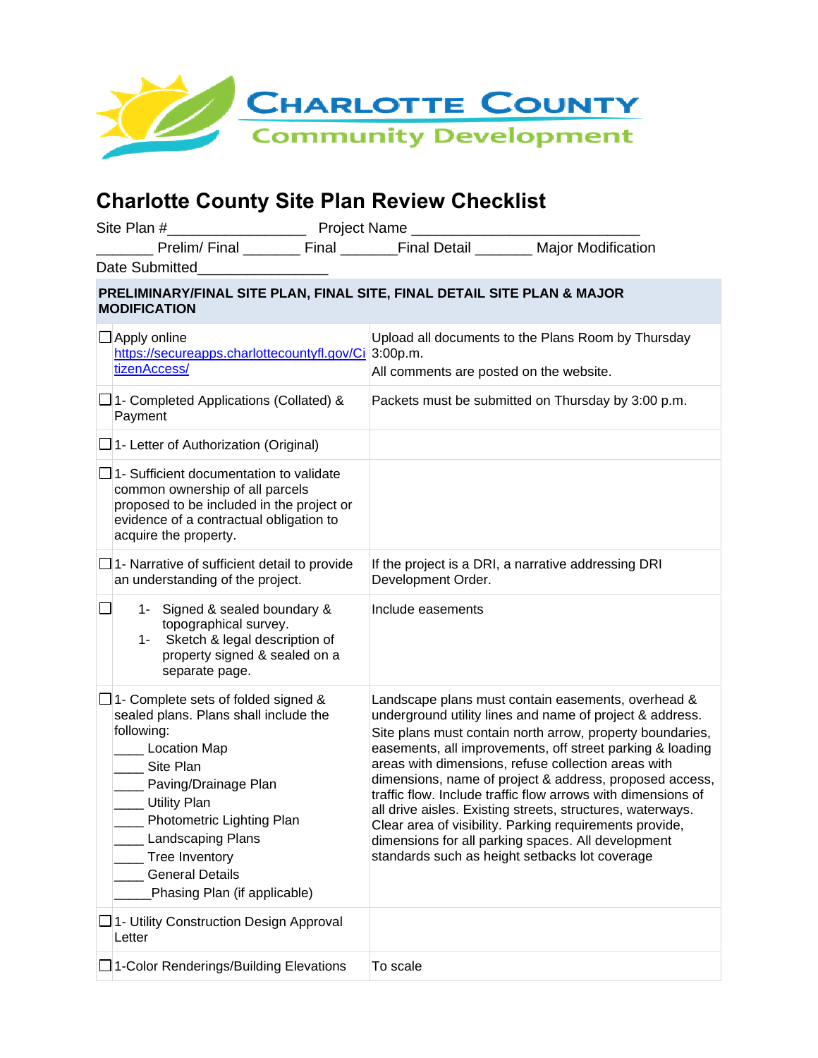Charlotte County Community Development

# Charlotte County Site Plan Review Checklist

Site Plan #_________________ Project Name ___________________________

_______ Prelim/ Final _______ Final _______Final Detail _______ Major Modification

Date Submitted________________

| PRELIMINARY/FINAL SITE PLAN, FINAL SITE, FINAL DETAIL SITE PLAN & MAJOR MODIFICATION | |
|---|---|
| ☐ Apply online https://secureapps.charlottecountyfl.gov/CitizenAccess/ | Upload all documents to the Plans Room by Thursday 3:00p.m.<br>All comments are posted on the website. |
| ☐ 1- Completed Applications (Collated) & Payment | Packets must be submitted on Thursday by 3:00 p.m. |
| ☐ 1- Letter of Authorization (Original) | |
| ☐ 1- Sufficient documentation to validate common ownership of all parcels proposed to be included in the project or evidence of a contractual obligation to acquire the property. | |
| ☐ 1- Narrative of sufficient detail to provide an understanding of the project. | If the project is a DRI, a narrative addressing DRI Development Order. |
| ☐ 1- Signed & sealed boundary & topographical survey.<br>1- Sketch & legal description of property signed & sealed on a separate page. | Include easements |
| ☐ 1- Complete sets of folded signed & sealed plans. Plans shall include the following:<br>____ Location Map<br>____ Site Plan<br>____ Paving/Drainage Plan<br>____ Utility Plan<br>____ Photometric Lighting Plan<br>____ Landscaping Plans<br>____ Tree Inventory<br>____ General Details<br>_____Phasing Plan (if applicable) | Landscape plans must contain easements, overhead & underground utility lines and name of project & address.<br>Site plans must contain north arrow, property boundaries, easements, all improvements, off street parking & loading areas with dimensions, refuse collection areas with dimensions, name of project & address, proposed access, traffic flow. Include traffic flow arrows with dimensions of all drive aisles. Existing streets, structures, waterways. Clear area of visibility. Parking requirements provide, dimensions for all parking spaces. All development standards such as height setbacks lot coverage |
| ☐ 1- Utility Construction Design Approval Letter | |
| ☐ 1-Color Renderings/Building Elevations | To scale |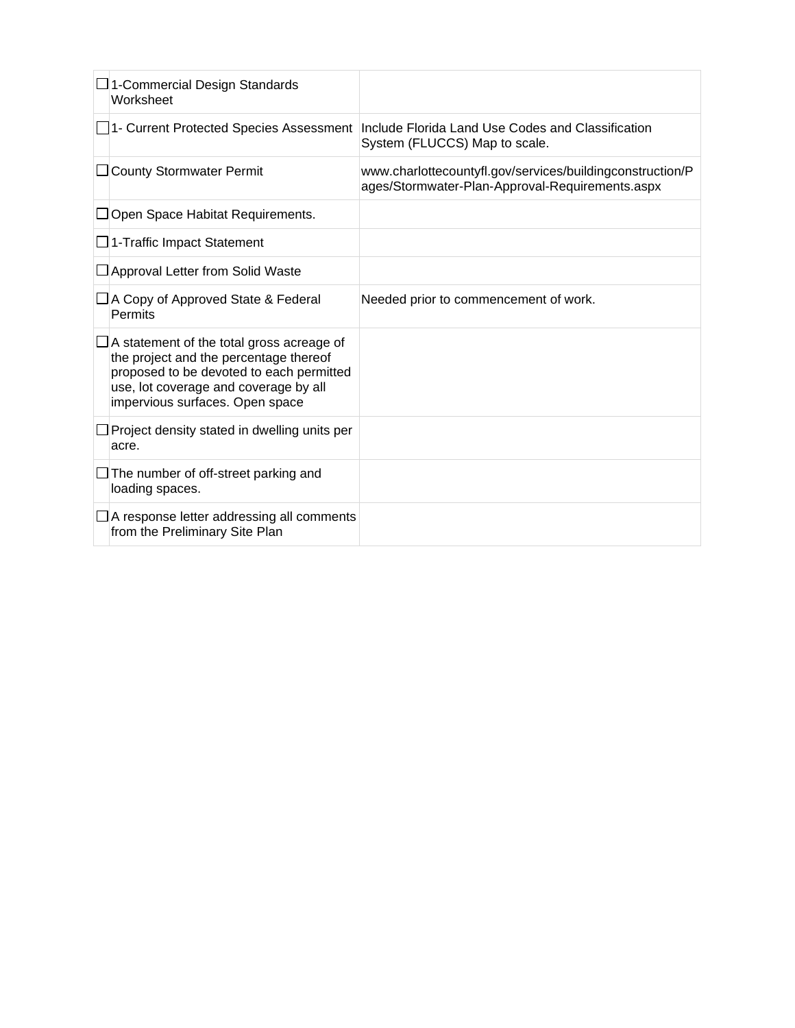| | | |
|---|---|---|
| ☐ | 1-Commercial Design Standards Worksheet | |
| ☐ | 1- Current Protected Species Assessment | Include Florida Land Use Codes and Classification System (FLUCCS) Map to scale. |
| ☐ | County Stormwater Permit | www.charlottecountyfl.gov/services/buildingconstruction/Pages/Stormwater-Plan-Approval-Requirements.aspx |
| ☐ | Open Space Habitat Requirements. | |
| ☐ | 1-Traffic Impact Statement | |
| ☐ | Approval Letter from Solid Waste | |
| ☐ | A Copy of Approved State & Federal Permits | Needed prior to commencement of work. |
| ☐ | A statement of the total gross acreage of the project and the percentage thereof proposed to be devoted to each permitted use, lot coverage and coverage by all impervious surfaces. Open space | |
| ☐ | Project density stated in dwelling units per acre. | |
| ☐ | The number of off-street parking and loading spaces. | |
| ☐ | A response letter addressing all comments from the Preliminary Site Plan | |